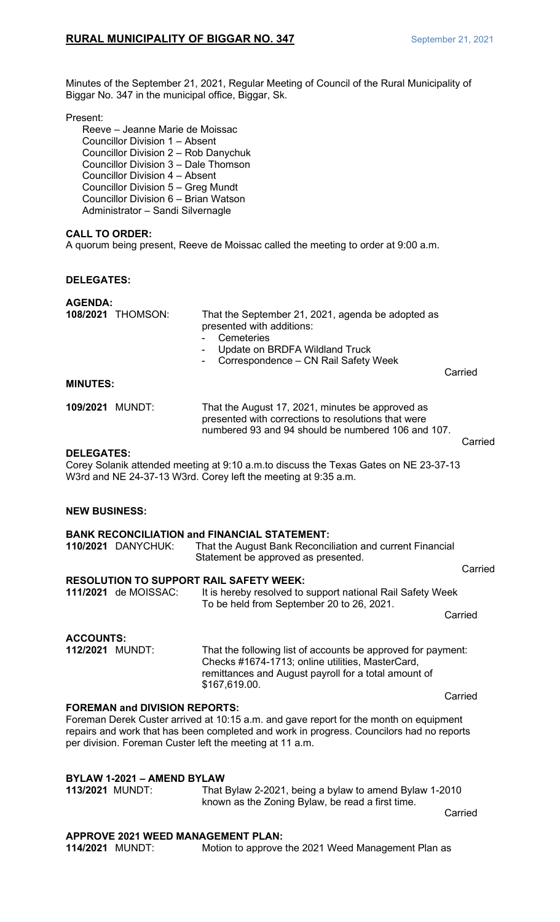# RURAL MUNICIPALITY OF BIGGAR NO. 347

September 21, 2021

Minutes of the September 21, 2021, Regular Meeting of Council of the Rural Municipality of Biggar No. 347 in the municipal office, Biggar, Sk.

Present:

Reeve – Jeanne Marie de Moissac
Councillor Division 1 – Absent
Councillor Division 2 – Rob Danychuk
Councillor Division 3 – Dale Thomson
Councillor Division 4 – Absent
Councillor Division 5 – Greg Mundt
Councillor Division 6 – Brian Watson
Administrator – Sandi Silvernagle

**CALL TO ORDER:**

A quorum being present, Reeve de Moissac called the meeting to order at 9:00 a.m.

**DELEGATES:**

**AGENDA:**

**108/2021** THOMSON: That the September 21, 2021, agenda be adopted as presented with additions:

- Cemeteries
- Update on BRDFA Wildland Truck
- Correspondence – CN Rail Safety Week

Carried

**MINUTES:**

**109/2021** MUNDT: That the August 17, 2021, minutes be approved as presented with corrections to resolutions that were numbered 93 and 94 should be numbered 106 and 107.

Carried

**DELEGATES:**

Corey Solanik attended meeting at 9:10 a.m.to discuss the Texas Gates on NE 23-37-13 W3rd and NE 24-37-13 W3rd. Corey left the meeting at 9:35 a.m.

**NEW BUSINESS:**

**BANK RECONCILIATION and FINANCIAL STATEMENT:**

**110/2021** DANYCHUK: That the August Bank Reconciliation and current Financial Statement be approved as presented.

Carried

**RESOLUTION TO SUPPORT RAIL SAFETY WEEK:**

**111/2021** de MOISSAC: It is hereby resolved to support national Rail Safety Week To be held from September 20 to 26, 2021.

Carried

**ACCOUNTS:**

**112/2021** MUNDT: That the following list of accounts be approved for payment: Checks #1674-1713; online utilities, MasterCard, remittances and August payroll for a total amount of $167,619.00.

Carried

**FOREMAN and DIVISION REPORTS:**

Foreman Derek Custer arrived at 10:15 a.m. and gave report for the month on equipment repairs and work that has been completed and work in progress. Councilors had no reports per division. Foreman Custer left the meeting at 11 a.m.

**BYLAW 1-2021 – AMEND BYLAW**

**113/2021** MUNDT: That Bylaw 2-2021, being a bylaw to amend Bylaw 1-2010 known as the Zoning Bylaw, be read a first time.

Carried

**APPROVE 2021 WEED MANAGEMENT PLAN:**

**114/2021** MUNDT: Motion to approve the 2021 Weed Management Plan as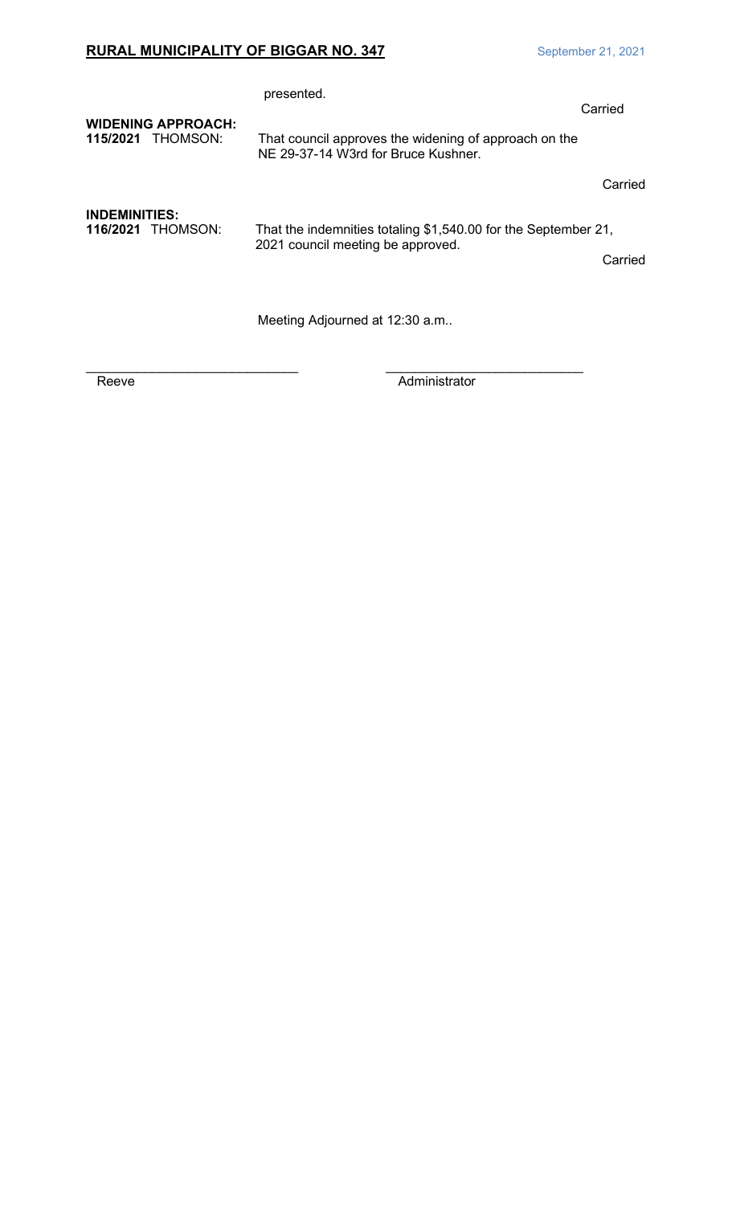presented.

Carried

**WIDENING APPROACH:**
**115/2021** THOMSON: That council approves the widening of approach on the NE 29-37-14 W3rd for Bruce Kushner.

Carried

**INDEMINITIES:**
**116/2021** THOMSON: That the indemnities totaling $1,540.00 for the September 21, 2021 council meeting be approved.

Carried

Meeting Adjourned at 12:30 a.m..

\_\_\_\_\_\_\_\_\_\_\_\_\_\_\_\_\_\_\_\_\_\_\_\_\_\_\_\_\_\_ \_\_\_\_\_\_\_\_\_\_\_\_\_\_\_\_\_\_\_\_\_\_\_\_\_\_\_\_\_\_

Reeve Administrator